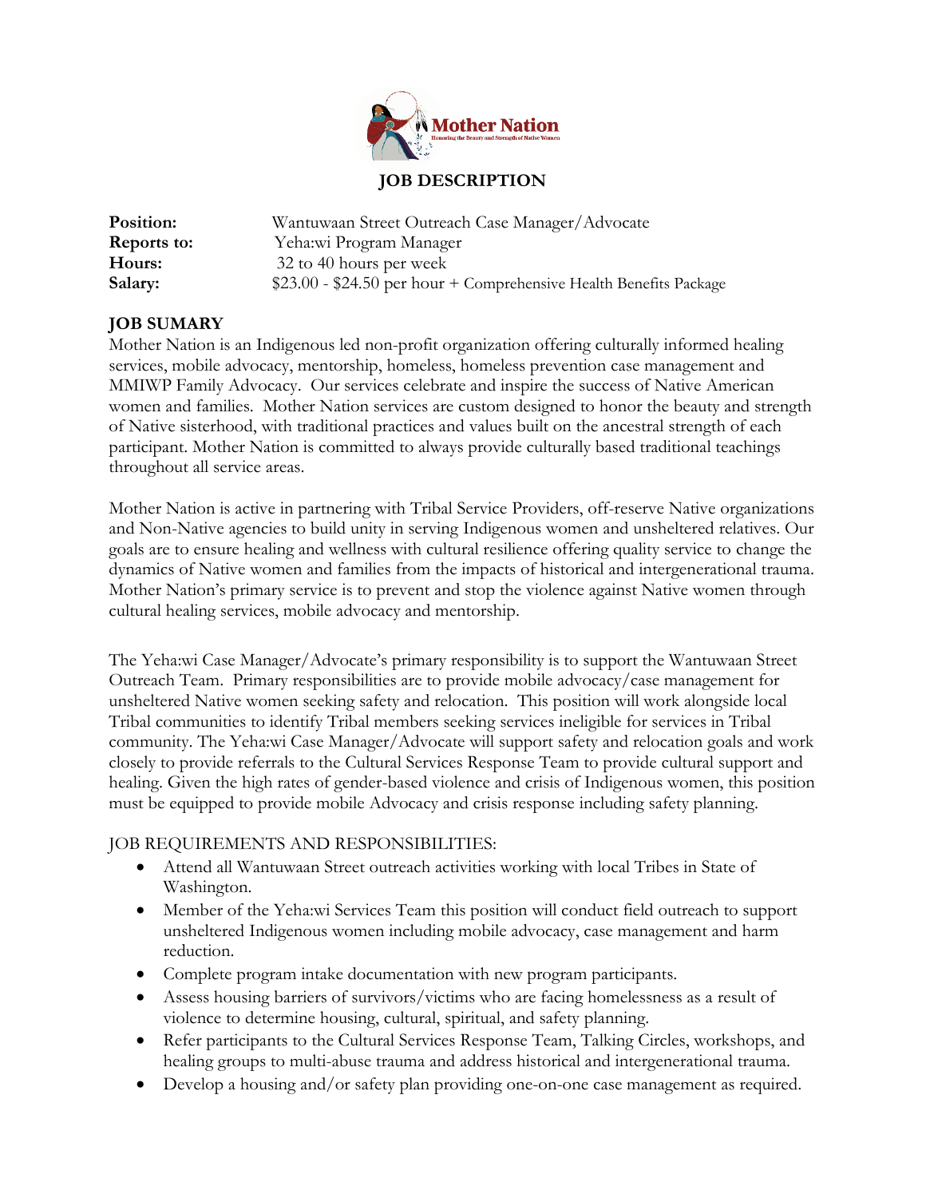Mother Nation

Honoring the Beauty and Strength of Native Women

# JOB DESCRIPTION

**Position:** Wantuwaan Street Outreach Case Manager/Advocate
**Reports to:** Yeha:wi Program Manager
**Hours:** 32 to 40 hours per week
**Salary:** $23.00 - $24.50 per hour + Comprehensive Health Benefits Package

## JOB SUMARY

Mother Nation is an Indigenous led non-profit organization offering culturally informed healing services, mobile advocacy, mentorship, homeless, homeless prevention case management and MMIWP Family Advocacy. Our services celebrate and inspire the success of Native American women and families. Mother Nation services are custom designed to honor the beauty and strength of Native sisterhood, with traditional practices and values built on the ancestral strength of each participant. Mother Nation is committed to always provide culturally based traditional teachings throughout all service areas.

Mother Nation is active in partnering with Tribal Service Providers, off-reserve Native organizations and Non-Native agencies to build unity in serving Indigenous women and unsheltered relatives. Our goals are to ensure healing and wellness with cultural resilience offering quality service to change the dynamics of Native women and families from the impacts of historical and intergenerational trauma. Mother Nation's primary service is to prevent and stop the violence against Native women through cultural healing services, mobile advocacy and mentorship.

The Yeha:wi Case Manager/Advocate's primary responsibility is to support the Wantuwaan Street Outreach Team. Primary responsibilities are to provide mobile advocacy/case management for unsheltered Native women seeking safety and relocation. This position will work alongside local Tribal communities to identify Tribal members seeking services ineligible for services in Tribal community. The Yeha:wi Case Manager/Advocate will support safety and relocation goals and work closely to provide referrals to the Cultural Services Response Team to provide cultural support and healing. Given the high rates of gender-based violence and crisis of Indigenous women, this position must be equipped to provide mobile Advocacy and crisis response including safety planning.

JOB REQUIREMENTS AND RESPONSIBILITIES:

- Attend all Wantuwaan Street outreach activities working with local Tribes in State of Washington.
- Member of the Yeha:wi Services Team this position will conduct field outreach to support unsheltered Indigenous women including mobile advocacy, case management and harm reduction.
- Complete program intake documentation with new program participants.
- Assess housing barriers of survivors/victims who are facing homelessness as a result of violence to determine housing, cultural, spiritual, and safety planning.
- Refer participants to the Cultural Services Response Team, Talking Circles, workshops, and healing groups to multi-abuse trauma and address historical and intergenerational trauma.
- Develop a housing and/or safety plan providing one-on-one case management as required.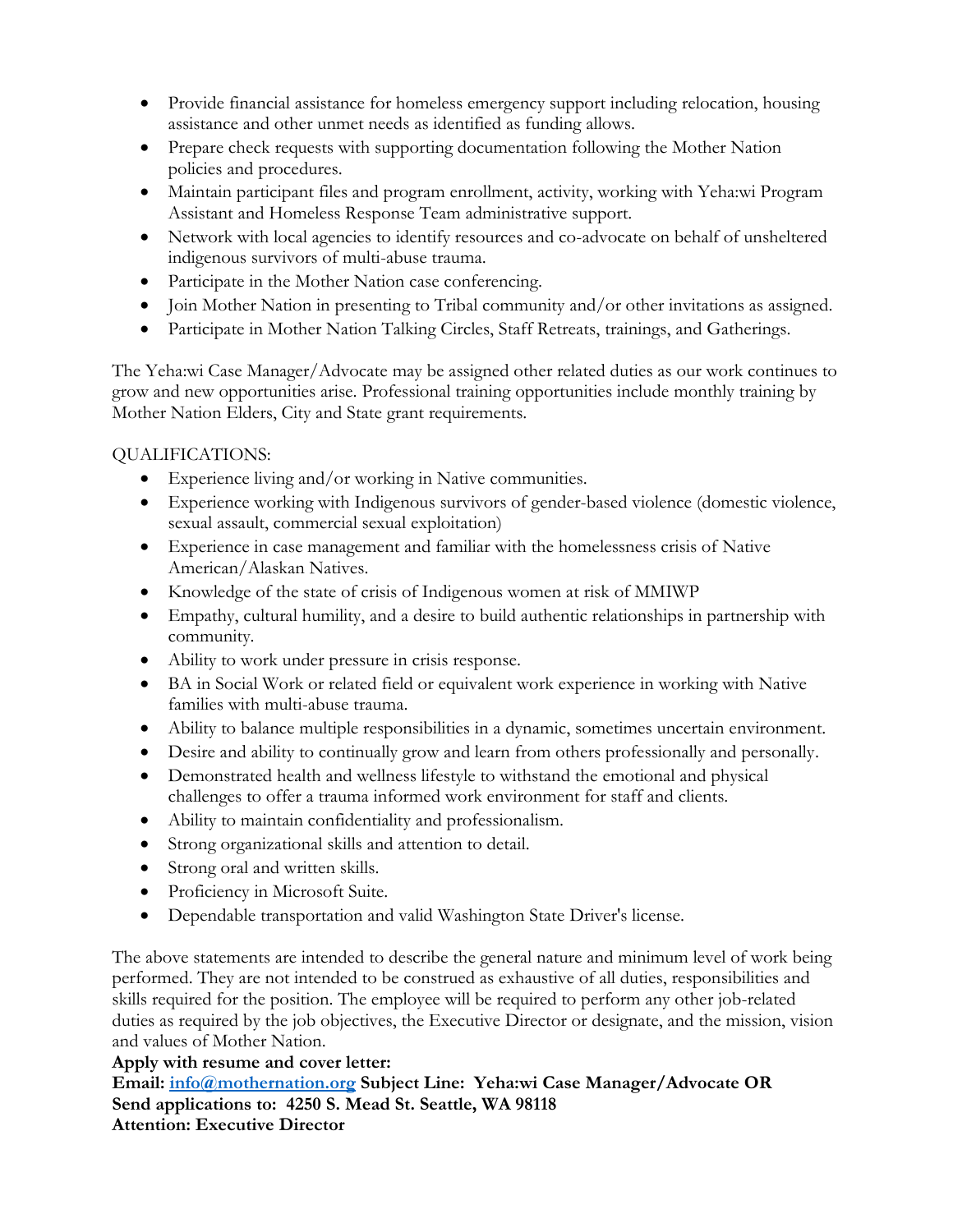- Provide financial assistance for homeless emergency support including relocation, housing assistance and other unmet needs as identified as funding allows.
- Prepare check requests with supporting documentation following the Mother Nation policies and procedures.
- Maintain participant files and program enrollment, activity, working with Yeha:wi Program Assistant and Homeless Response Team administrative support.
- Network with local agencies to identify resources and co-advocate on behalf of unsheltered indigenous survivors of multi-abuse trauma.
- Participate in the Mother Nation case conferencing.
- Join Mother Nation in presenting to Tribal community and/or other invitations as assigned.
- Participate in Mother Nation Talking Circles, Staff Retreats, trainings, and Gatherings.

The Yeha:wi Case Manager/Advocate may be assigned other related duties as our work continues to grow and new opportunities arise. Professional training opportunities include monthly training by Mother Nation Elders, City and State grant requirements.

QUALIFICATIONS:

- Experience living and/or working in Native communities.
- Experience working with Indigenous survivors of gender-based violence (domestic violence, sexual assault, commercial sexual exploitation)
- Experience in case management and familiar with the homelessness crisis of Native American/Alaskan Natives.
- Knowledge of the state of crisis of Indigenous women at risk of MMIWP
- Empathy, cultural humility, and a desire to build authentic relationships in partnership with community.
- Ability to work under pressure in crisis response.
- BA in Social Work or related field or equivalent work experience in working with Native families with multi-abuse trauma.
- Ability to balance multiple responsibilities in a dynamic, sometimes uncertain environment.
- Desire and ability to continually grow and learn from others professionally and personally.
- Demonstrated health and wellness lifestyle to withstand the emotional and physical challenges to offer a trauma informed work environment for staff and clients.
- Ability to maintain confidentiality and professionalism.
- Strong organizational skills and attention to detail.
- Strong oral and written skills.
- Proficiency in Microsoft Suite.
- Dependable transportation and valid Washington State Driver's license.

The above statements are intended to describe the general nature and minimum level of work being performed. They are not intended to be construed as exhaustive of all duties, responsibilities and skills required for the position. The employee will be required to perform any other job-related duties as required by the job objectives, the Executive Director or designate, and the mission, vision and values of Mother Nation.

**Apply with resume and cover letter:**
**Email: info@mothernation.org Subject Line: Yeha:wi Case Manager/Advocate OR**
**Send applications to: 4250 S. Mead St. Seattle, WA 98118**
**Attention: Executive Director**